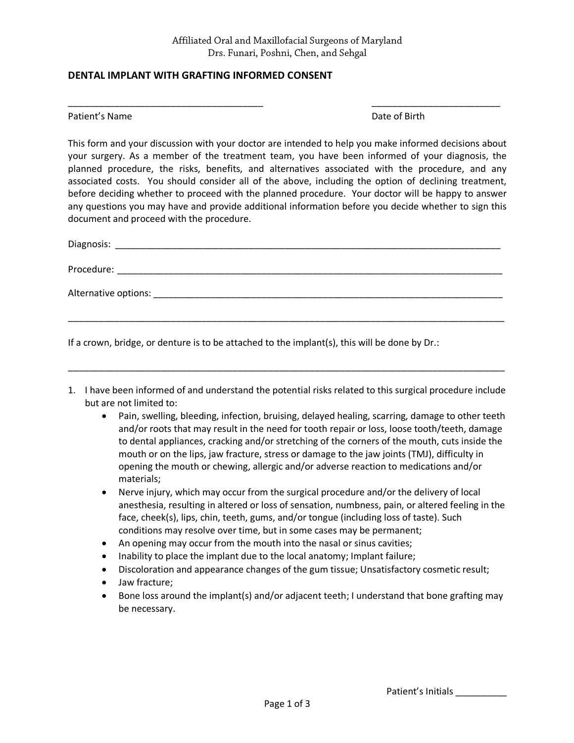Affiliated Oral and Maxillofacial Surgeons of Maryland
Drs. Funari, Poshni, Chen, and Sehgal

**DENTAL IMPLANT WITH GRAFTING INFORMED CONSENT**

_______________________________________ _________________________

Patient's Name Date of Birth

This form and your discussion with your doctor are intended to help you make informed decisions about your surgery. As a member of the treatment team, you have been informed of your diagnosis, the planned procedure, the risks, benefits, and alternatives associated with the procedure, and any associated costs. You should consider all of the above, including the option of declining treatment, before deciding whether to proceed with the planned procedure. Your doctor will be happy to answer any questions you may have and provide additional information before you decide whether to sign this document and proceed with the procedure.

Diagnosis: ______________________________________________________________________________

Procedure: ______________________________________________________________________________

Alternative options: ______________________________________________________________________

_________________________________________________________________________________________

If a crown, bridge, or denture is to be attached to the implant(s), this will be done by Dr.:

_________________________________________________________________________________________

1. I have been informed of and understand the potential risks related to this surgical procedure include but are not limited to:
   - Pain, swelling, bleeding, infection, bruising, delayed healing, scarring, damage to other teeth and/or roots that may result in the need for tooth repair or loss, loose tooth/teeth, damage to dental appliances, cracking and/or stretching of the corners of the mouth, cuts inside the mouth or on the lips, jaw fracture, stress or damage to the jaw joints (TMJ), difficulty in opening the mouth or chewing, allergic and/or adverse reaction to medications and/or materials;
   - Nerve injury, which may occur from the surgical procedure and/or the delivery of local anesthesia, resulting in altered or loss of sensation, numbness, pain, or altered feeling in the face, cheek(s), lips, chin, teeth, gums, and/or tongue (including loss of taste). Such conditions may resolve over time, but in some cases may be permanent;
   - An opening may occur from the mouth into the nasal or sinus cavities;
   - Inability to place the implant due to the local anatomy; Implant failure;
   - Discoloration and appearance changes of the gum tissue; Unsatisfactory cosmetic result;
   - Jaw fracture;
   - Bone loss around the implant(s) and/or adjacent teeth; I understand that bone grafting may be necessary.

Patient's Initials __________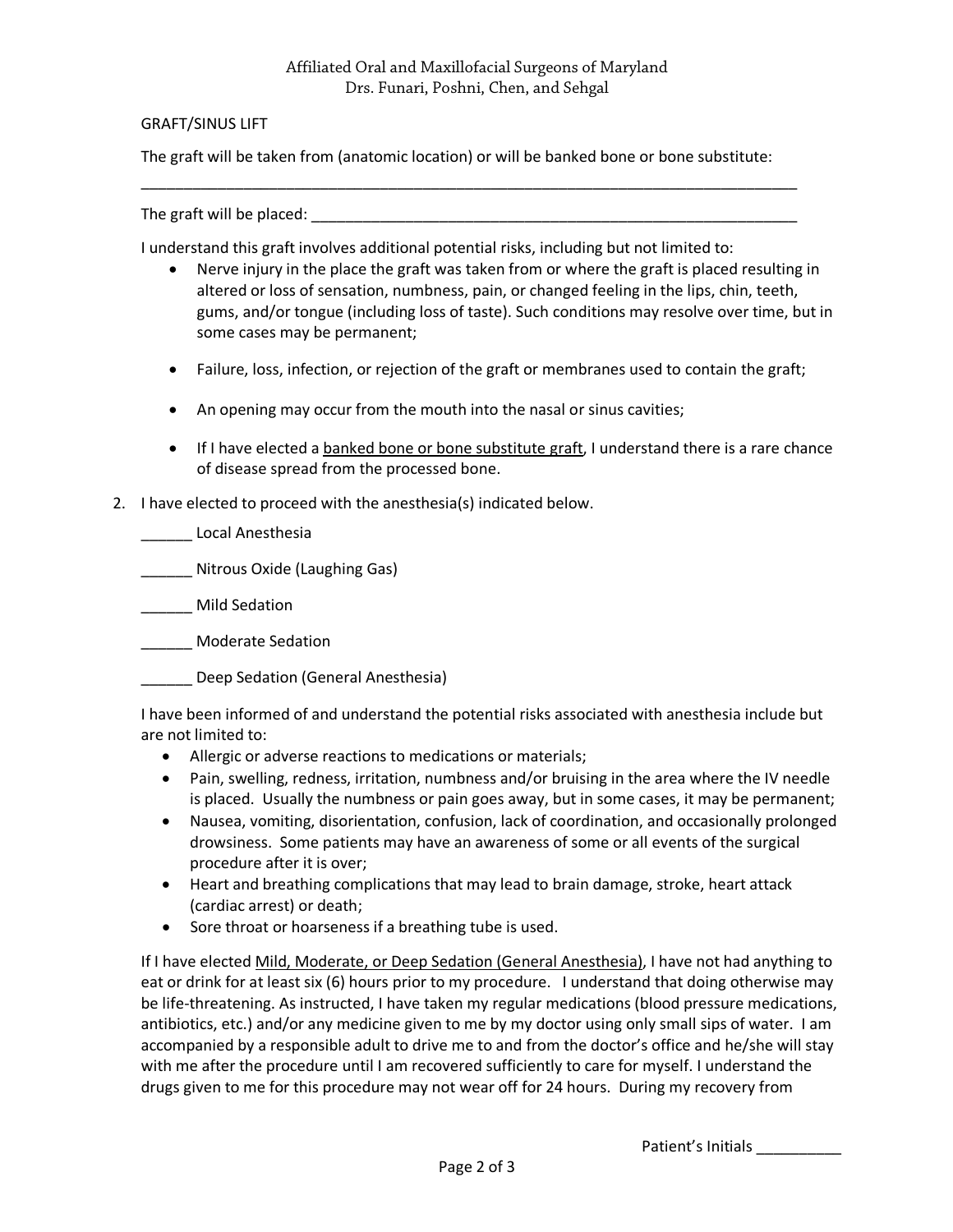GRAFT/SINUS LIFT

The graft will be taken from (anatomic location) or will be banked bone or bone substitute:

______________________________________________________________________________

The graft will be placed: ____________________________________________________________

I understand this graft involves additional potential risks, including but not limited to:

- Nerve injury in the place the graft was taken from or where the graft is placed resulting in altered or loss of sensation, numbness, pain, or changed feeling in the lips, chin, teeth, gums, and/or tongue (including loss of taste). Such conditions may resolve over time, but in some cases may be permanent;
- Failure, loss, infection, or rejection of the graft or membranes used to contain the graft;
- An opening may occur from the mouth into the nasal or sinus cavities;
- If I have elected a banked bone or bone substitute graft, I understand there is a rare chance of disease spread from the processed bone.

2. I have elected to proceed with the anesthesia(s) indicated below.

   ______ Local Anesthesia

   ______ Nitrous Oxide (Laughing Gas)

   ______ Mild Sedation

   ______ Moderate Sedation

   ______ Deep Sedation (General Anesthesia)

   I have been informed of and understand the potential risks associated with anesthesia include but are not limited to:

   - Allergic or adverse reactions to medications or materials;
   - Pain, swelling, redness, irritation, numbness and/or bruising in the area where the IV needle is placed. Usually the numbness or pain goes away, but in some cases, it may be permanent;
   - Nausea, vomiting, disorientation, confusion, lack of coordination, and occasionally prolonged drowsiness. Some patients may have an awareness of some or all events of the surgical procedure after it is over;
   - Heart and breathing complications that may lead to brain damage, stroke, heart attack (cardiac arrest) or death;
   - Sore throat or hoarseness if a breathing tube is used.

   If I have elected Mild, Moderate, or Deep Sedation (General Anesthesia), I have not had anything to eat or drink for at least six (6) hours prior to my procedure. I understand that doing otherwise may be life-threatening. As instructed, I have taken my regular medications (blood pressure medications, antibiotics, etc.) and/or any medicine given to me by my doctor using only small sips of water. I am accompanied by a responsible adult to drive me to and from the doctor's office and he/she will stay with me after the procedure until I am recovered sufficiently to care for myself. I understand the drugs given to me for this procedure may not wear off for 24 hours. During my recovery from

Patient's Initials __________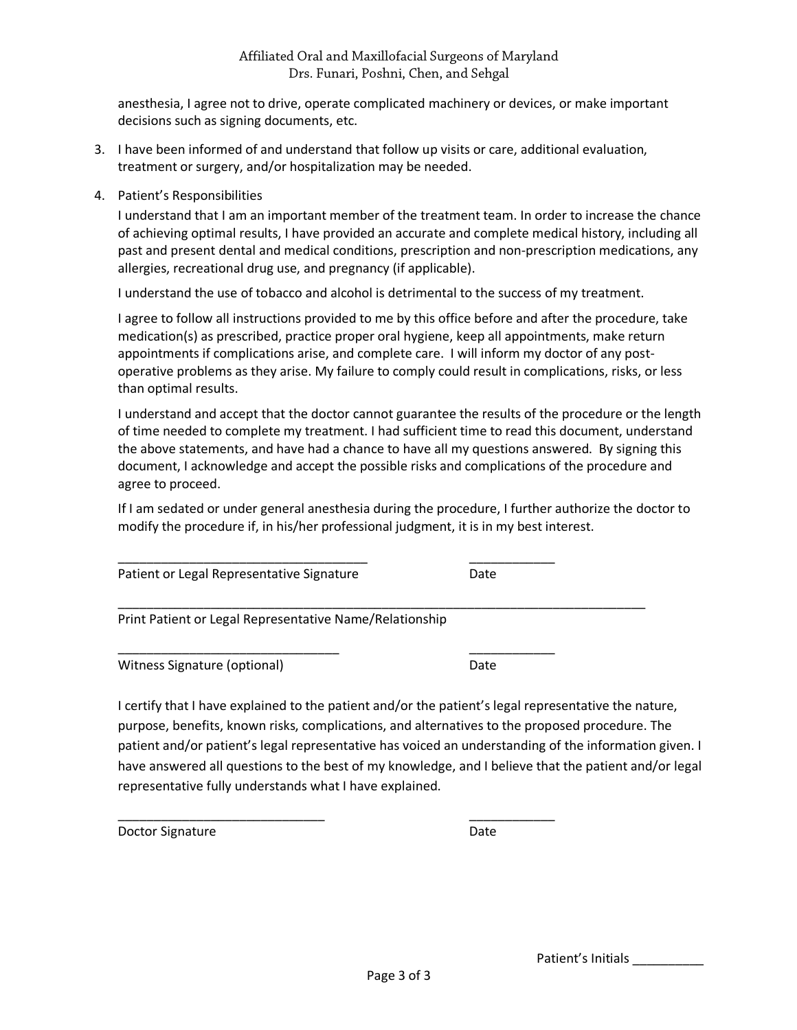anesthesia, I agree not to drive, operate complicated machinery or devices, or make important decisions such as signing documents, etc.

3. I have been informed of and understand that follow up visits or care, additional evaluation, treatment or surgery, and/or hospitalization may be needed.

4. Patient's Responsibilities

   I understand that I am an important member of the treatment team. In order to increase the chance of achieving optimal results, I have provided an accurate and complete medical history, including all past and present dental and medical conditions, prescription and non-prescription medications, any allergies, recreational drug use, and pregnancy (if applicable).

   I understand the use of tobacco and alcohol is detrimental to the success of my treatment.

   I agree to follow all instructions provided to me by this office before and after the procedure, take medication(s) as prescribed, practice proper oral hygiene, keep all appointments, make return appointments if complications arise, and complete care. I will inform my doctor of any post-operative problems as they arise. My failure to comply could result in complications, risks, or less than optimal results.

   I understand and accept that the doctor cannot guarantee the results of the procedure or the length of time needed to complete my treatment. I had sufficient time to read this document, understand the above statements, and have had a chance to have all my questions answered. By signing this document, I acknowledge and accept the possible risks and complications of the procedure and agree to proceed.

   If I am sedated or under general anesthesia during the procedure, I further authorize the doctor to modify the procedure if, in his/her professional judgment, it is in my best interest.

___________________________________ ____________
Patient or Legal Representative Signature Date

_____________________________________________________________________________
Print Patient or Legal Representative Name/Relationship

_______________________________ ____________
Witness Signature (optional) Date

I certify that I have explained to the patient and/or the patient's legal representative the nature, purpose, benefits, known risks, complications, and alternatives to the proposed procedure. The patient and/or patient's legal representative has voiced an understanding of the information given. I have answered all questions to the best of my knowledge, and I believe that the patient and/or legal representative fully understands what I have explained.

_____________________________ ____________
Doctor Signature Date

Patient's Initials __________